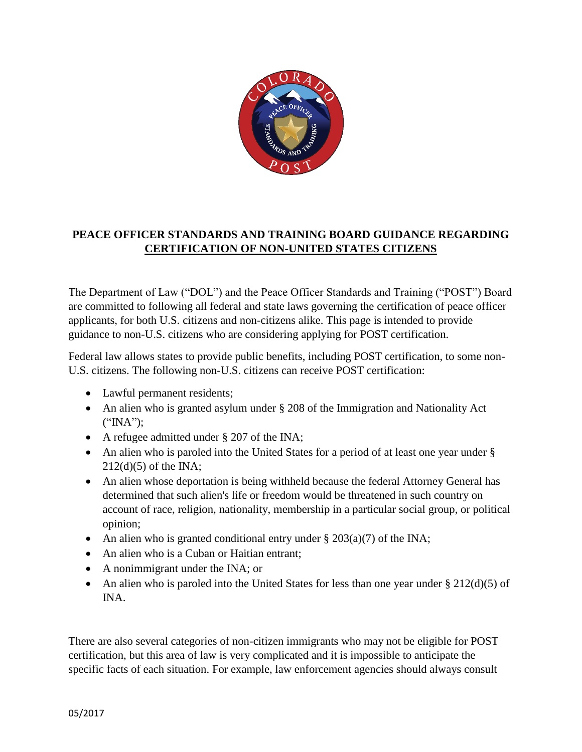# PEACE OFFICER STANDARDS AND TRAINING BOARD GUIDANCE REGARDING CERTIFICATION OF NON-UNITED STATES CITIZENS

The Department of Law ("DOL") and the Peace Officer Standards and Training ("POST") Board are committed to following all federal and state laws governing the certification of peace officer applicants, for both U.S. citizens and non-citizens alike. This page is intended to provide guidance to non-U.S. citizens who are considering applying for POST certification.

Federal law allows states to provide public benefits, including POST certification, to some non-U.S. citizens. The following non-U.S. citizens can receive POST certification:

- Lawful permanent residents;
- An alien who is granted asylum under § 208 of the Immigration and Nationality Act ("INA");
- A refugee admitted under § 207 of the INA;
- An alien who is paroled into the United States for a period of at least one year under § 212(d)(5) of the INA;
- An alien whose deportation is being withheld because the federal Attorney General has determined that such alien's life or freedom would be threatened in such country on account of race, religion, nationality, membership in a particular social group, or political opinion;
- An alien who is granted conditional entry under § 203(a)(7) of the INA;
- An alien who is a Cuban or Haitian entrant;
- A nonimmigrant under the INA; or
- An alien who is paroled into the United States for less than one year under § 212(d)(5) of INA.

There are also several categories of non-citizen immigrants who may not be eligible for POST certification, but this area of law is very complicated and it is impossible to anticipate the specific facts of each situation. For example, law enforcement agencies should always consult

05/2017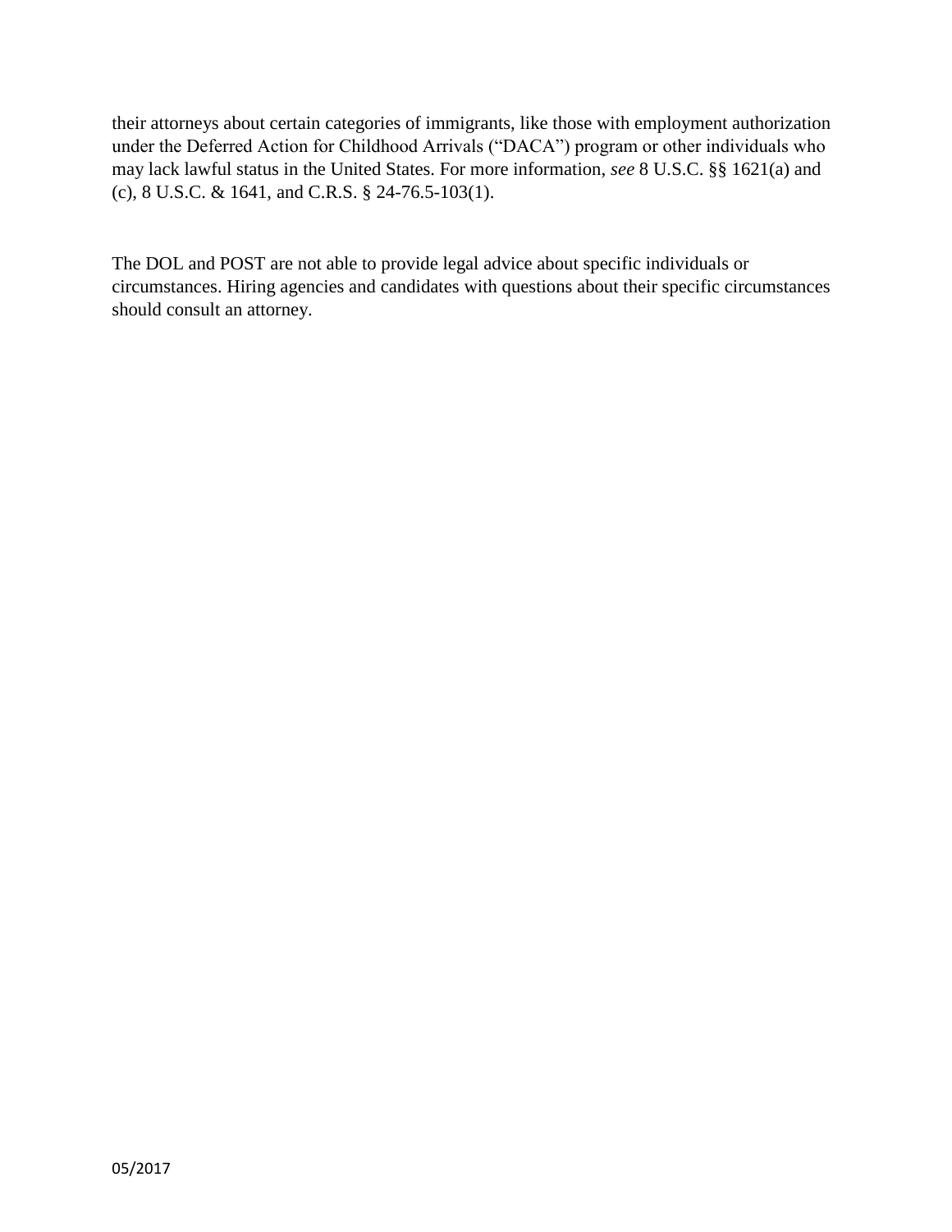their attorneys about certain categories of immigrants, like those with employment authorization under the Deferred Action for Childhood Arrivals ("DACA") program or other individuals who may lack lawful status in the United States. For more information, *see* 8 U.S.C. §§ 1621(a) and (c), 8 U.S.C. & 1641, and C.R.S. § 24-76.5-103(1).

The DOL and POST are not able to provide legal advice about specific individuals or circumstances. Hiring agencies and candidates with questions about their specific circumstances should consult an attorney.

05/2017